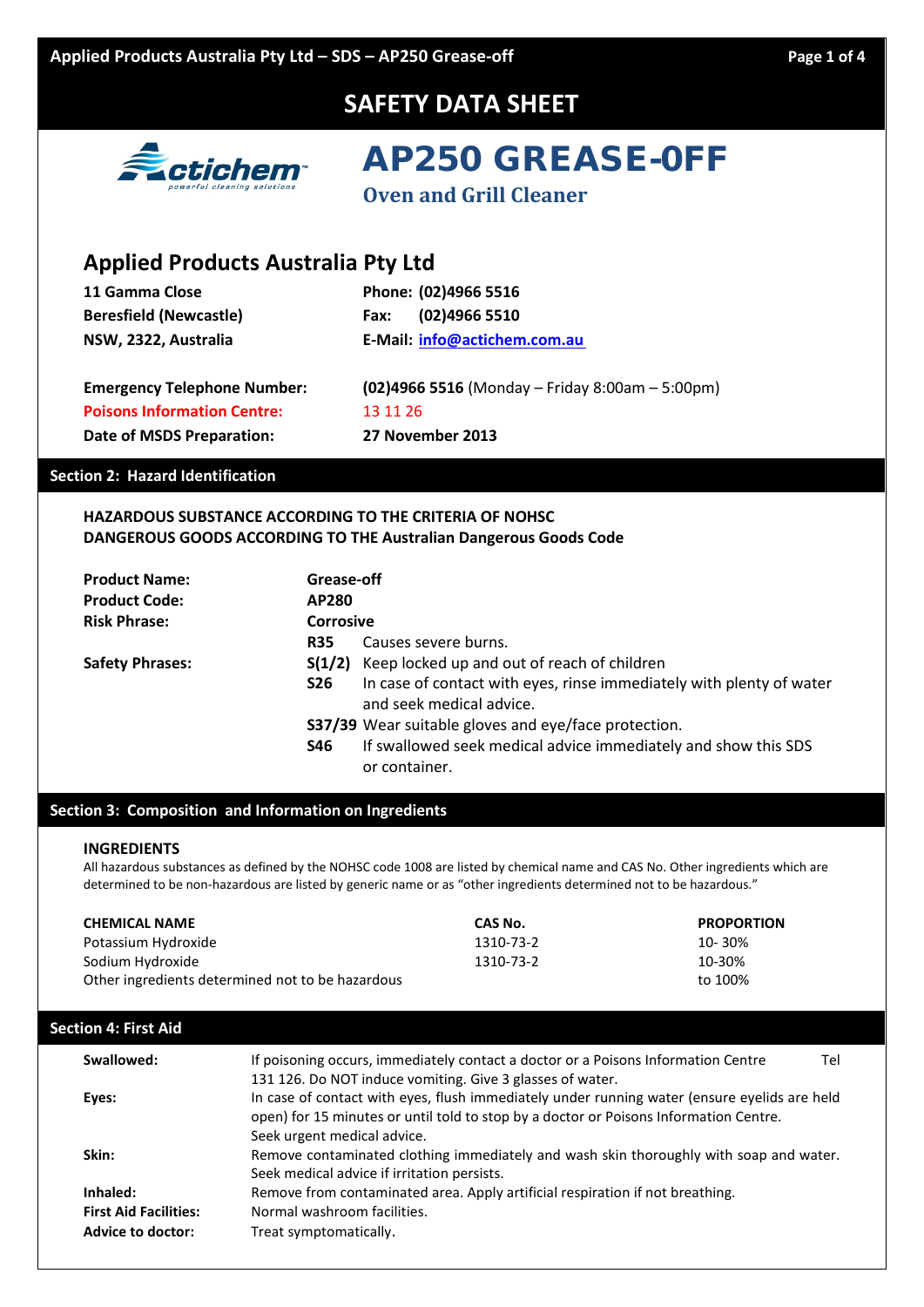# SAFETY DATA SHEET

# AP250 GREASE-0FF

## Oven and Grill Cleaner

## Applied Products Australia Pty Ltd

| | |
|---|---|
| **11 Gamma Close** | **Phone: (02)4966 5516** |
| **Beresfield (Newcastle)** | **Fax: (02)4966 5510** |
| **NSW, 2322, Australia** | **E-Mail: info@actichem.com.au** |

| | |
|---|---|
| **Emergency Telephone Number:** | **(02)4966 5516** (Monday – Friday 8:00am – 5:00pm) |
| **Poisons Information Centre:** | 13 11 26 |
| **Date of MSDS Preparation:** | **27 November 2013** |

## Section 2: Hazard Identification

**HAZARDOUS SUBSTANCE ACCORDING TO THE CRITERIA OF NOHSC**
**DANGEROUS GOODS ACCORDING TO THE Australian Dangerous Goods Code**

| | | |
|---|---|---|
| **Product Name:** | **Grease-off** | |
| **Product Code:** | **AP280** | |
| **Risk Phrase:** | **Corrosive** | |
| | **R35** | Causes severe burns. |
| **Safety Phrases:** | **S(1/2)** | Keep locked up and out of reach of children |
| | **S26** | In case of contact with eyes, rinse immediately with plenty of water and seek medical advice. |
| | **S37/39** | Wear suitable gloves and eye/face protection. |
| | **S46** | If swallowed seek medical advice immediately and show this SDS or container. |

## Section 3: Composition and Information on Ingredients

**INGREDIENTS**

All hazardous substances as defined by the NOHSC code 1008 are listed by chemical name and CAS No. Other ingredients which are determined to be non-hazardous are listed by generic name or as "other ingredients determined not to be hazardous."

| CHEMICAL NAME | CAS No. | PROPORTION |
|---|---|---|
| Potassium Hydroxide | 1310-73-2 | 10- 30% |
| Sodium Hydroxide | 1310-73-2 | 10-30% |
| Other ingredients determined not to be hazardous | | to 100% |

## Section 4: First Aid

| | |
|---|---|
| **Swallowed:** | If poisoning occurs, immediately contact a doctor or a Poisons Information Centre Tel 131 126. Do NOT induce vomiting. Give 3 glasses of water. |
| **Eyes:** | In case of contact with eyes, flush immediately under running water (ensure eyelids are held open) for 15 minutes or until told to stop by a doctor or Poisons Information Centre. Seek urgent medical advice. |
| **Skin:** | Remove contaminated clothing immediately and wash skin thoroughly with soap and water. Seek medical advice if irritation persists. |
| **Inhaled:** | Remove from contaminated area. Apply artificial respiration if not breathing. |
| **First Aid Facilities:** | Normal washroom facilities. |
| **Advice to doctor:** | Treat symptomatically. |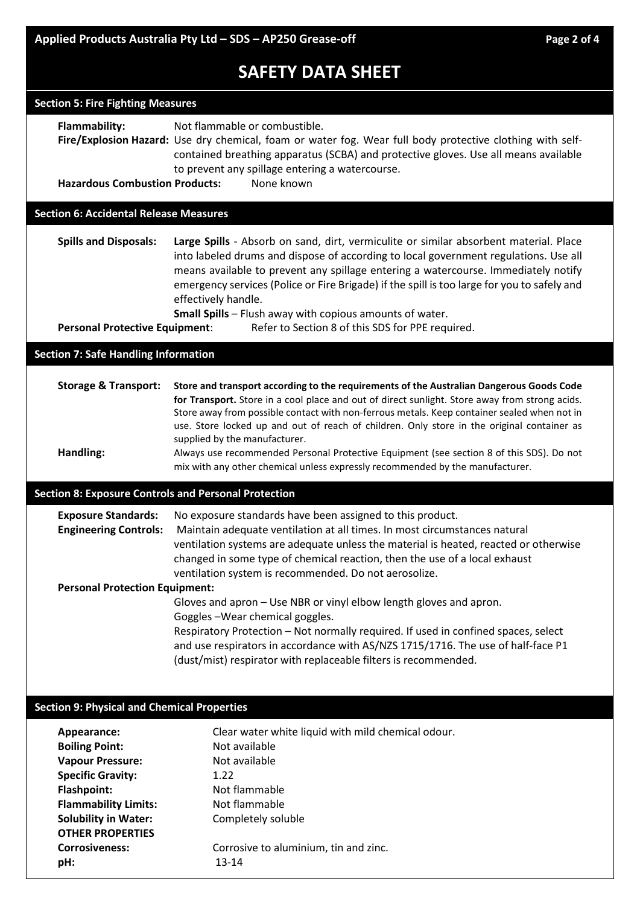# SAFETY DATA SHEET

## Section 5: Fire Fighting Measures

**Flammability:** Not flammable or combustible.

**Fire/Explosion Hazard:** Use dry chemical, foam or water fog. Wear full body protective clothing with self-contained breathing apparatus (SCBA) and protective gloves. Use all means available to prevent any spillage entering a watercourse.

**Hazardous Combustion Products:** None known

## Section 6: Accidental Release Measures

**Spills and Disposals:** **Large Spills** - Absorb on sand, dirt, vermiculite or similar absorbent material. Place into labeled drums and dispose of according to local government regulations. Use all means available to prevent any spillage entering a watercourse. Immediately notify emergency services (Police or Fire Brigade) if the spill is too large for you to safely and effectively handle.

**Small Spills** – Flush away with copious amounts of water.

**Personal Protective Equipment**: Refer to Section 8 of this SDS for PPE required.

## Section 7: Safe Handling Information

**Storage & Transport:** **Store and transport according to the requirements of the Australian Dangerous Goods Code for Transport.** Store in a cool place and out of direct sunlight. Store away from strong acids. Store away from possible contact with non-ferrous metals. Keep container sealed when not in use. Store locked up and out of reach of children. Only store in the original container as supplied by the manufacturer.

**Handling:** Always use recommended Personal Protective Equipment (see section 8 of this SDS). Do not mix with any other chemical unless expressly recommended by the manufacturer.

## Section 8: Exposure Controls and Personal Protection

**Exposure Standards:** No exposure standards have been assigned to this product.

**Engineering Controls:** Maintain adequate ventilation at all times. In most circumstances natural ventilation systems are adequate unless the material is heated, reacted or otherwise changed in some type of chemical reaction, then the use of a local exhaust ventilation system is recommended. Do not aerosolize.

**Personal Protection Equipment:**

Gloves and apron – Use NBR or vinyl elbow length gloves and apron.

Goggles –Wear chemical goggles.

Respiratory Protection – Not normally required. If used in confined spaces, select and use respirators in accordance with AS/NZS 1715/1716. The use of half-face P1 (dust/mist) respirator with replaceable filters is recommended.

## Section 9: Physical and Chemical Properties

**Appearance:** Clear water white liquid with mild chemical odour.
**Boiling Point:** Not available
**Vapour Pressure:** Not available
**Specific Gravity:** 1.22
**Flashpoint:** Not flammable
**Flammability Limits:** Not flammable
**Solubility in Water:** Completely soluble

**OTHER PROPERTIES**

**Corrosiveness:** Corrosive to aluminium, tin and zinc.
**pH:** 13-14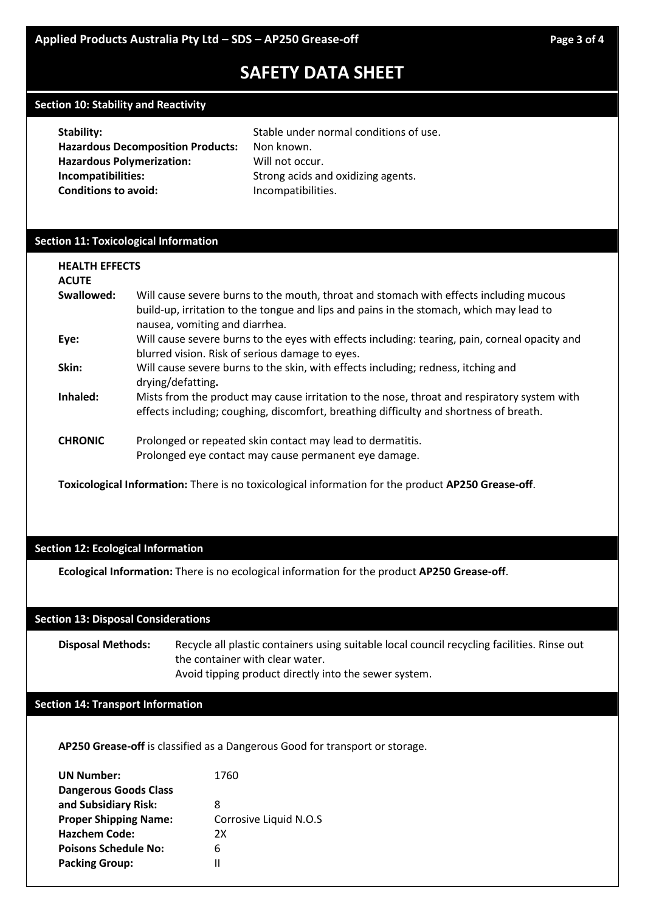# SAFETY DATA SHEET

## Section 10: Stability and Reactivity

**Stability:** Stable under normal conditions of use.
**Hazardous Decomposition Products:** Non known.
**Hazardous Polymerization:** Will not occur.
**Incompatibilities:** Strong acids and oxidizing agents.
**Conditions to avoid:** Incompatibilities.

## Section 11: Toxicological Information

**HEALTH EFFECTS**
**ACUTE**

**Swallowed:** Will cause severe burns to the mouth, throat and stomach with effects including mucous build-up, irritation to the tongue and lips and pains in the stomach, which may lead to nausea, vomiting and diarrhea.

**Eye:** Will cause severe burns to the eyes with effects including: tearing, pain, corneal opacity and blurred vision. Risk of serious damage to eyes.

**Skin:** Will cause severe burns to the skin, with effects including; redness, itching and drying/defatting**.**

**Inhaled:** Mists from the product may cause irritation to the nose, throat and respiratory system with effects including; coughing, discomfort, breathing difficulty and shortness of breath.

**CHRONIC** Prolonged or repeated skin contact may lead to dermatitis.
Prolonged eye contact may cause permanent eye damage.

**Toxicological Information:** There is no toxicological information for the product **AP250 Grease-off**.

## Section 12: Ecological Information

**Ecological Information:** There is no ecological information for the product **AP250 Grease-off**.

## Section 13: Disposal Considerations

**Disposal Methods:** Recycle all plastic containers using suitable local council recycling facilities. Rinse out the container with clear water.
Avoid tipping product directly into the sewer system.

## Section 14: Transport Information

**AP250 Grease-off** is classified as a Dangerous Good for transport or storage.

**UN Number:** 1760
**Dangerous Goods Class and Subsidiary Risk:** 8
**Proper Shipping Name:** Corrosive Liquid N.O.S
**Hazchem Code:** 2X
**Poisons Schedule No:** 6
**Packing Group:** II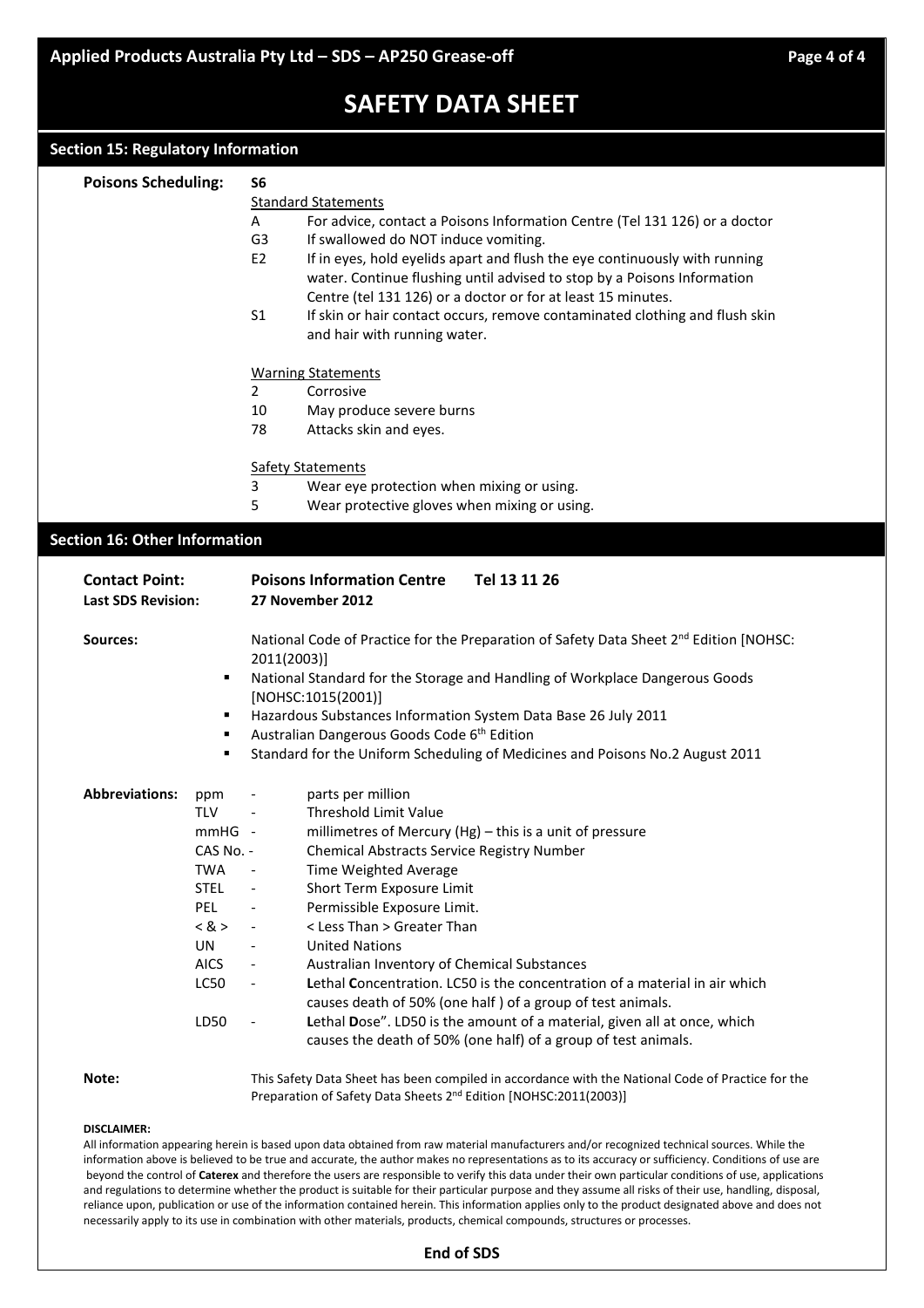# SAFETY DATA SHEET

## Section 15: Regulatory Information

**Poisons Scheduling:** **S6**

Standard Statements

- A — For advice, contact a Poisons Information Centre (Tel 131 126) or a doctor
- G3 — If swallowed do NOT induce vomiting.
- E2 — If in eyes, hold eyelids apart and flush the eye continuously with running water. Continue flushing until advised to stop by a Poisons Information Centre (tel 131 126) or a doctor or for at least 15 minutes.
- S1 — If skin or hair contact occurs, remove contaminated clothing and flush skin and hair with running water.

Warning Statements

- 2 — Corrosive
- 10 — May produce severe burns
- 78 — Attacks skin and eyes.

Safety Statements

- 3 — Wear eye protection when mixing or using.
- 5 — Wear protective gloves when mixing or using.

## Section 16: Other Information

**Contact Point:** **Poisons Information Centre Tel 13 11 26**

**Last SDS Revision:** **27 November 2012**

**Sources:**

National Code of Practice for the Preparation of Safety Data Sheet 2[nd] Edition [NOHSC: 2011(2003)]

- National Standard for the Storage and Handling of Workplace Dangerous Goods [NOHSC:1015(2001)]
- Hazardous Substances Information System Data Base 26 July 2011
- Australian Dangerous Goods Code 6[th] Edition
- Standard for the Uniform Scheduling of Medicines and Poisons No.2 August 2011

**Abbreviations:**

| | | |
|---|---|---|
| ppm | - | parts per million |
| TLV | - | Threshold Limit Value |
| mmHG | - | millimetres of Mercury (Hg) – this is a unit of pressure |
| CAS No. | - | Chemical Abstracts Service Registry Number |
| TWA | - | Time Weighted Average |
| STEL | - | Short Term Exposure Limit |
| PEL | - | Permissible Exposure Limit. |
| < & > | - | < Less Than > Greater Than |
| UN | - | United Nations |
| AICS | - | Australian Inventory of Chemical Substances |
| LC50 | - | **L**ethal **C**oncentration. LC50 is the concentration of a material in air which causes death of 50% (one half ) of a group of test animals. |
| LD50 | - | **L**ethal **D**ose". LD50 is the amount of a material, given all at once, which causes the death of 50% (one half) of a group of test animals. |

**Note:** This Safety Data Sheet has been compiled in accordance with the National Code of Practice for the Preparation of Safety Data Sheets 2[nd] Edition [NOHSC:2011(2003)]

**DISCLAIMER:**

All information appearing herein is based upon data obtained from raw material manufacturers and/or recognized technical sources. While the information above is believed to be true and accurate, the author makes no representations as to its accuracy or sufficiency. Conditions of use are beyond the control of **Caterex** and therefore the users are responsible to verify this data under their own particular conditions of use, applications and regulations to determine whether the product is suitable for their particular purpose and they assume all risks of their use, handling, disposal, reliance upon, publication or use of the information contained herein. This information applies only to the product designated above and does not necessarily apply to its use in combination with other materials, products, chemical compounds, structures or processes.

**End of SDS**